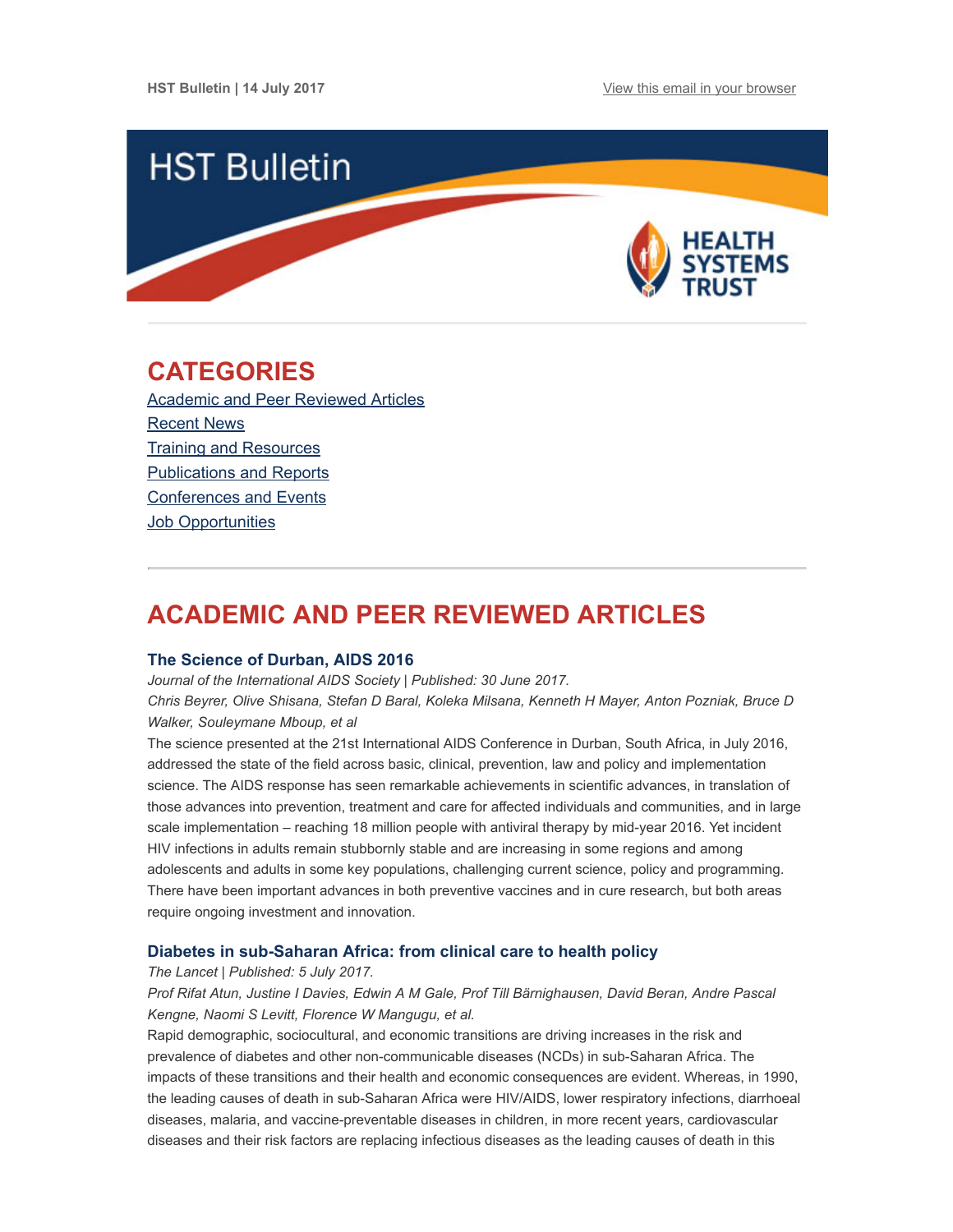HST Bulletin | 14 July 2017

View this email in your browser

# HST Bulletin

HEALTH SYSTEMS TRUST

## CATEGORIES

Academic and Peer Reviewed Articles
Recent News
Training and Resources
Publications and Reports
Conferences and Events
Job Opportunities

## ACADEMIC AND PEER REVIEWED ARTICLES

### The Science of Durban, AIDS 2016

*Journal of the International AIDS Society | Published: 30 June 2017.*
*Chris Beyrer, Olive Shisana, Stefan D Baral, Koleka Milsana, Kenneth H Mayer, Anton Pozniak, Bruce D Walker, Souleymane Mboup, et al*

The science presented at the 21st International AIDS Conference in Durban, South Africa, in July 2016, addressed the state of the field across basic, clinical, prevention, law and policy and implementation science. The AIDS response has seen remarkable achievements in scientific advances, in translation of those advances into prevention, treatment and care for affected individuals and communities, and in large scale implementation – reaching 18 million people with antiviral therapy by mid-year 2016. Yet incident HIV infections in adults remain stubbornly stable and are increasing in some regions and among adolescents and adults in some key populations, challenging current science, policy and programming. There have been important advances in both preventive vaccines and in cure research, but both areas require ongoing investment and innovation.

### Diabetes in sub-Saharan Africa: from clinical care to health policy

*The Lancet | Published: 5 July 2017.*
*Prof Rifat Atun, Justine I Davies, Edwin A M Gale, Prof Till Bärnighausen, David Beran, Andre Pascal Kengne, Naomi S Levitt, Florence W Mangugu, et al.*

Rapid demographic, sociocultural, and economic transitions are driving increases in the risk and prevalence of diabetes and other non-communicable diseases (NCDs) in sub-Saharan Africa. The impacts of these transitions and their health and economic consequences are evident. Whereas, in 1990, the leading causes of death in sub-Saharan Africa were HIV/AIDS, lower respiratory infections, diarrhoeal diseases, malaria, and vaccine-preventable diseases in children, in more recent years, cardiovascular diseases and their risk factors are replacing infectious diseases as the leading causes of death in this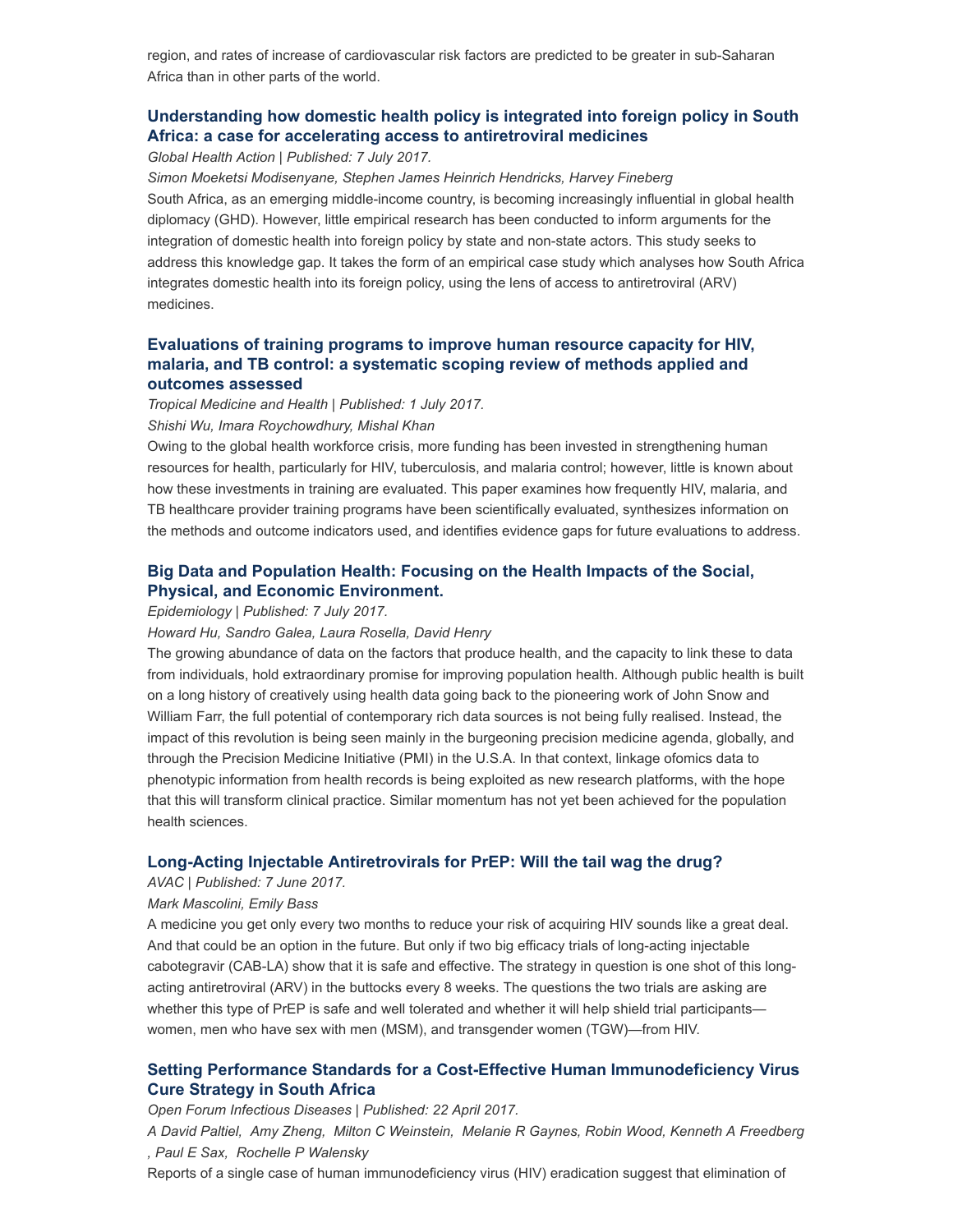region, and rates of increase of cardiovascular risk factors are predicted to be greater in sub-Saharan Africa than in other parts of the world.

### Understanding how domestic health policy is integrated into foreign policy in South Africa: a case for accelerating access to antiretroviral medicines

*Global Health Action | Published: 7 July 2017.*

*Simon Moeketsi Modisenyane, Stephen James Heinrich Hendricks, Harvey Fineberg*

South Africa, as an emerging middle-income country, is becoming increasingly influential in global health diplomacy (GHD). However, little empirical research has been conducted to inform arguments for the integration of domestic health into foreign policy by state and non-state actors. This study seeks to address this knowledge gap. It takes the form of an empirical case study which analyses how South Africa integrates domestic health into its foreign policy, using the lens of access to antiretroviral (ARV) medicines.

### Evaluations of training programs to improve human resource capacity for HIV, malaria, and TB control: a systematic scoping review of methods applied and outcomes assessed

*Tropical Medicine and Health | Published: 1 July 2017.*

*Shishi Wu, Imara Roychowdhury, Mishal Khan*

Owing to the global health workforce crisis, more funding has been invested in strengthening human resources for health, particularly for HIV, tuberculosis, and malaria control; however, little is known about how these investments in training are evaluated. This paper examines how frequently HIV, malaria, and TB healthcare provider training programs have been scientifically evaluated, synthesizes information on the methods and outcome indicators used, and identifies evidence gaps for future evaluations to address.

### Big Data and Population Health: Focusing on the Health Impacts of the Social, Physical, and Economic Environment.

*Epidemiology | Published: 7 July 2017.*

*Howard Hu, Sandro Galea, Laura Rosella, David Henry*

The growing abundance of data on the factors that produce health, and the capacity to link these to data from individuals, hold extraordinary promise for improving population health. Although public health is built on a long history of creatively using health data going back to the pioneering work of John Snow and William Farr, the full potential of contemporary rich data sources is not being fully realised. Instead, the impact of this revolution is being seen mainly in the burgeoning precision medicine agenda, globally, and through the Precision Medicine Initiative (PMI) in the U.S.A. In that context, linkage ofomics data to phenotypic information from health records is being exploited as new research platforms, with the hope that this will transform clinical practice. Similar momentum has not yet been achieved for the population health sciences.

### Long-Acting Injectable Antiretrovirals for PrEP: Will the tail wag the drug?

*AVAC | Published: 7 June 2017.*

*Mark Mascolini, Emily Bass*

A medicine you get only every two months to reduce your risk of acquiring HIV sounds like a great deal. And that could be an option in the future. But only if two big efficacy trials of long-acting injectable cabotegravir (CAB-LA) show that it is safe and effective. The strategy in question is one shot of this long-acting antiretroviral (ARV) in the buttocks every 8 weeks. The questions the two trials are asking are whether this type of PrEP is safe and well tolerated and whether it will help shield trial participants—women, men who have sex with men (MSM), and transgender women (TGW)—from HIV.

### Setting Performance Standards for a Cost-Effective Human Immunodeficiency Virus Cure Strategy in South Africa

*Open Forum Infectious Diseases | Published: 22 April 2017.*

*A David Paltiel, Amy Zheng, Milton C Weinstein, Melanie R Gaynes, Robin Wood, Kenneth A Freedberg , Paul E Sax, Rochelle P Walensky*

Reports of a single case of human immunodeficiency virus (HIV) eradication suggest that elimination of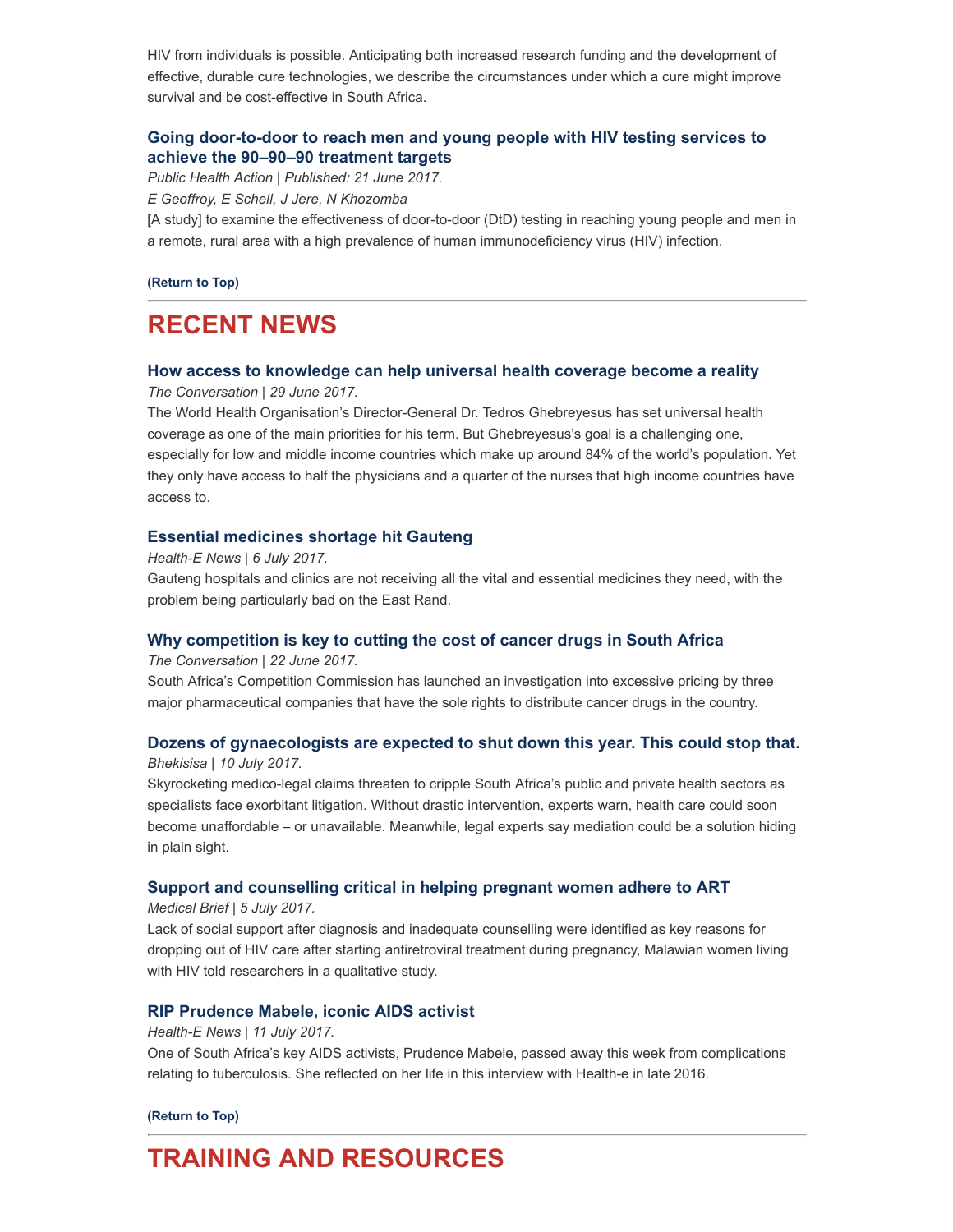HIV from individuals is possible. Anticipating both increased research funding and the development of effective, durable cure technologies, we describe the circumstances under which a cure might improve survival and be cost-effective in South Africa.

### Going door-to-door to reach men and young people with HIV testing services to achieve the 90–90–90 treatment targets

*Public Health Action | Published: 21 June 2017.*

*E Geoffroy, E Schell, J Jere, N Khozomba*

[A study] to examine the effectiveness of door-to-door (DtD) testing in reaching young people and men in a remote, rural area with a high prevalence of human immunodeficiency virus (HIV) infection.

**(Return to Top)**

---

## RECENT NEWS

### How access to knowledge can help universal health coverage become a reality

*The Conversation | 29 June 2017.*

The World Health Organisation's Director-General Dr. Tedros Ghebreyesus has set universal health coverage as one of the main priorities for his term. But Ghebreyesus's goal is a challenging one, especially for low and middle income countries which make up around 84% of the world's population. Yet they only have access to half the physicians and a quarter of the nurses that high income countries have access to.

### Essential medicines shortage hit Gauteng

*Health-E News | 6 July 2017.*

Gauteng hospitals and clinics are not receiving all the vital and essential medicines they need, with the problem being particularly bad on the East Rand.

### Why competition is key to cutting the cost of cancer drugs in South Africa

*The Conversation | 22 June 2017.*

South Africa's Competition Commission has launched an investigation into excessive pricing by three major pharmaceutical companies that have the sole rights to distribute cancer drugs in the country.

### Dozens of gynaecologists are expected to shut down this year. This could stop that.

*Bhekisisa | 10 July 2017.*

Skyrocketing medico-legal claims threaten to cripple South Africa's public and private health sectors as specialists face exorbitant litigation. Without drastic intervention, experts warn, health care could soon become unaffordable – or unavailable. Meanwhile, legal experts say mediation could be a solution hiding in plain sight.

### Support and counselling critical in helping pregnant women adhere to ART

*Medical Brief | 5 July 2017.*

Lack of social support after diagnosis and inadequate counselling were identified as key reasons for dropping out of HIV care after starting antiretroviral treatment during pregnancy, Malawian women living with HIV told researchers in a qualitative study.

### RIP Prudence Mabele, iconic AIDS activist

*Health-E News | 11 July 2017.*

One of South Africa's key AIDS activists, Prudence Mabele, passed away this week from complications relating to tuberculosis. She reflected on her life in this interview with Health-e in late 2016.

**(Return to Top)**

---

## TRAINING AND RESOURCES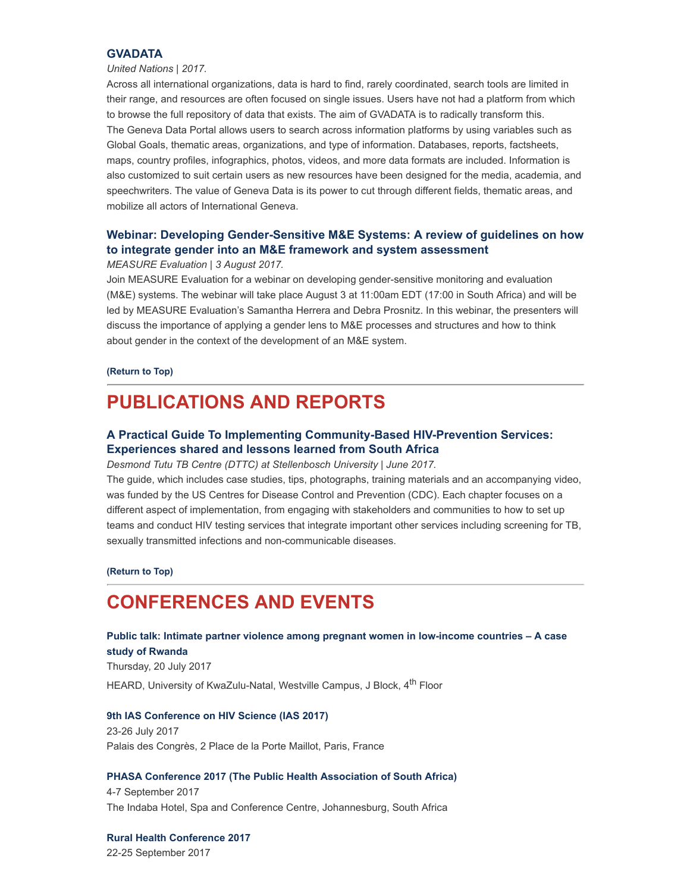### GVADATA

*United Nations | 2017.*

Across all international organizations, data is hard to find, rarely coordinated, search tools are limited in their range, and resources are often focused on single issues. Users have not had a platform from which to browse the full repository of data that exists. The aim of GVADATA is to radically transform this. The Geneva Data Portal allows users to search across information platforms by using variables such as Global Goals, thematic areas, organizations, and type of information. Databases, reports, factsheets, maps, country profiles, infographics, photos, videos, and more data formats are included. Information is also customized to suit certain users as new resources have been designed for the media, academia, and speechwriters. The value of Geneva Data is its power to cut through different fields, thematic areas, and mobilize all actors of International Geneva.

### Webinar: Developing Gender-Sensitive M&E Systems: A review of guidelines on how to integrate gender into an M&E framework and system assessment

*MEASURE Evaluation | 3 August 2017.*

Join MEASURE Evaluation for a webinar on developing gender-sensitive monitoring and evaluation (M&E) systems. The webinar will take place August 3 at 11:00am EDT (17:00 in South Africa) and will be led by MEASURE Evaluation's Samantha Herrera and Debra Prosnitz. In this webinar, the presenters will discuss the importance of applying a gender lens to M&E processes and structures and how to think about gender in the context of the development of an M&E system.

**(Return to Top)**

---

## PUBLICATIONS AND REPORTS

### A Practical Guide To Implementing Community-Based HIV-Prevention Services: Experiences shared and lessons learned from South Africa

*Desmond Tutu TB Centre (DTTC) at Stellenbosch University | June 2017.*

The guide, which includes case studies, tips, photographs, training materials and an accompanying video, was funded by the US Centres for Disease Control and Prevention (CDC). Each chapter focuses on a different aspect of implementation, from engaging with stakeholders and communities to how to set up teams and conduct HIV testing services that integrate important other services including screening for TB, sexually transmitted infections and non-communicable diseases.

**(Return to Top)**

---

## CONFERENCES AND EVENTS

**Public talk: Intimate partner violence among pregnant women in low-income countries – A case study of Rwanda**

Thursday, 20 July 2017

HEARD, University of KwaZulu-Natal, Westville Campus, J Block, 4th Floor

**9th IAS Conference on HIV Science (IAS 2017)**

23-26 July 2017

Palais des Congrès, 2 Place de la Porte Maillot, Paris, France

**PHASA Conference 2017 (The Public Health Association of South Africa)**

4-7 September 2017

The Indaba Hotel, Spa and Conference Centre, Johannesburg, South Africa

**Rural Health Conference 2017**

22-25 September 2017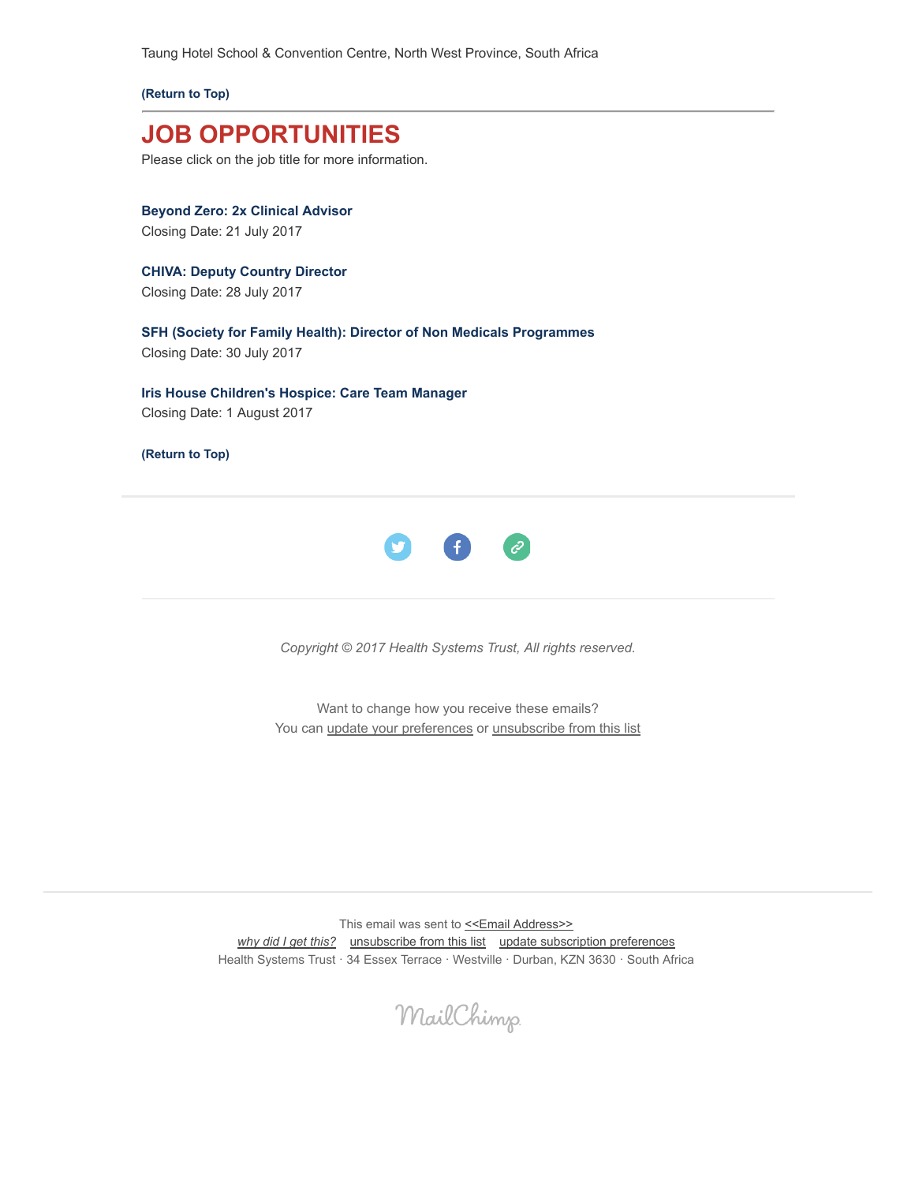Taung Hotel School & Convention Centre, North West Province, South Africa

**(Return to Top)**

## JOB OPPORTUNITIES

Please click on the job title for more information.

**Beyond Zero: 2x Clinical Advisor**
Closing Date: 21 July 2017

**CHIVA: Deputy Country Director**
Closing Date: 28 July 2017

**SFH (Society for Family Health): Director of Non Medicals Programmes**
Closing Date: 30 July 2017

**Iris House Children's Hospice: Care Team Manager**
Closing Date: 1 August 2017

**(Return to Top)**

*Copyright © 2017 Health Systems Trust, All rights reserved.*

Want to change how you receive these emails?
You can update your preferences or unsubscribe from this list

This email was sent to <<Email Address>>
*why did I get this?* unsubscribe from this list update subscription preferences
Health Systems Trust · 34 Essex Terrace · Westville · Durban, KZN 3630 · South Africa

MailChimp